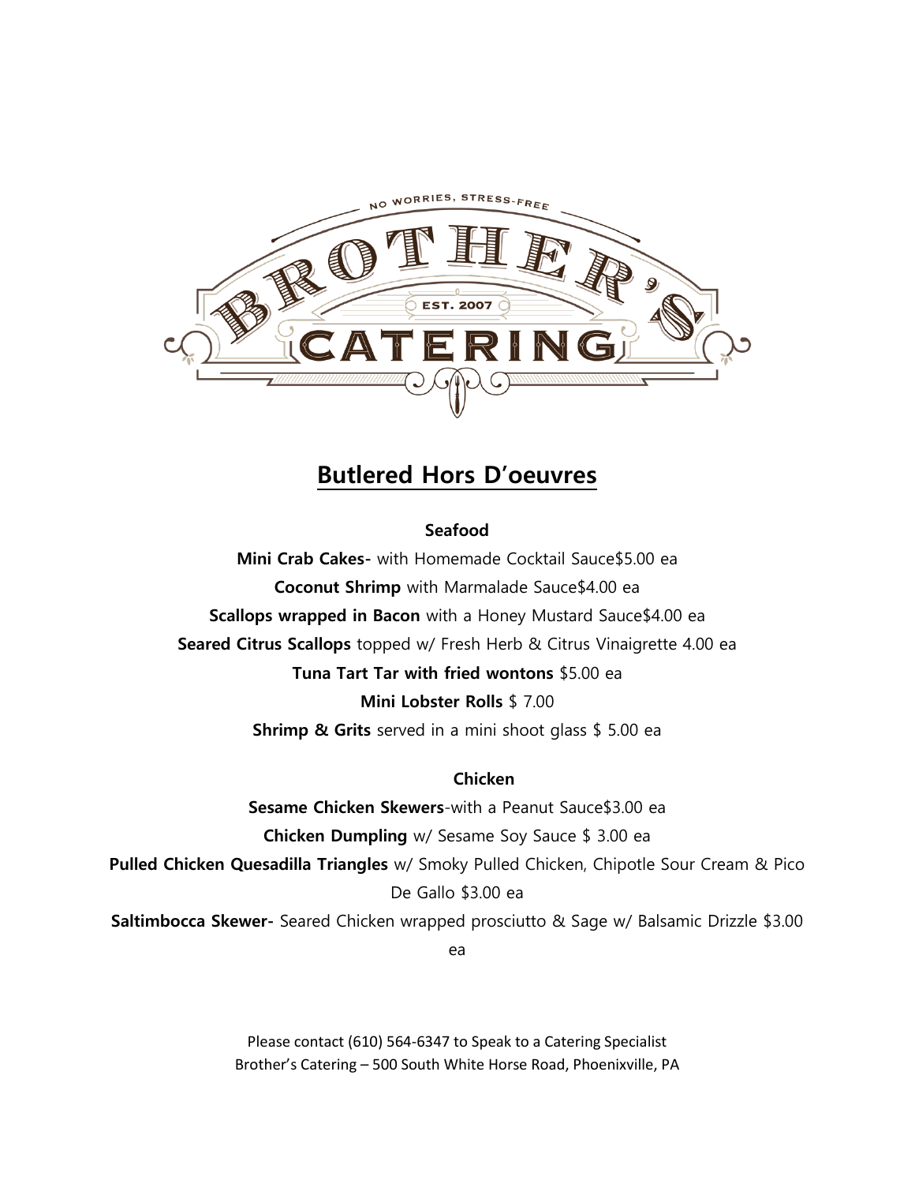NO WORRIES, STRESS-FREE

BROTHER'S

EST. 2007

CATERING

# Butlered Hors D'oeuvres

### Seafood

**Mini Crab Cakes-** with Homemade Cocktail Sauce$5.00 ea

**Coconut Shrimp** with Marmalade Sauce$4.00 ea

**Scallops wrapped in Bacon** with a Honey Mustard Sauce$4.00 ea

**Seared Citrus Scallops** topped w/ Fresh Herb & Citrus Vinaigrette 4.00 ea

**Tuna Tart Tar with fried wontons** $5.00 ea

**Mini Lobster Rolls** $ 7.00

**Shrimp & Grits** served in a mini shoot glass $ 5.00 ea

### Chicken

**Sesame Chicken Skewers**-with a Peanut Sauce$3.00 ea

**Chicken Dumpling** w/ Sesame Soy Sauce $ 3.00 ea

**Pulled Chicken Quesadilla Triangles** w/ Smoky Pulled Chicken, Chipotle Sour Cream & Pico De Gallo $3.00 ea

**Saltimbocca Skewer-** Seared Chicken wrapped prosciutto & Sage w/ Balsamic Drizzle $3.00 ea

Please contact (610) 564-6347 to Speak to a Catering Specialist
Brother's Catering – 500 South White Horse Road, Phoenixville, PA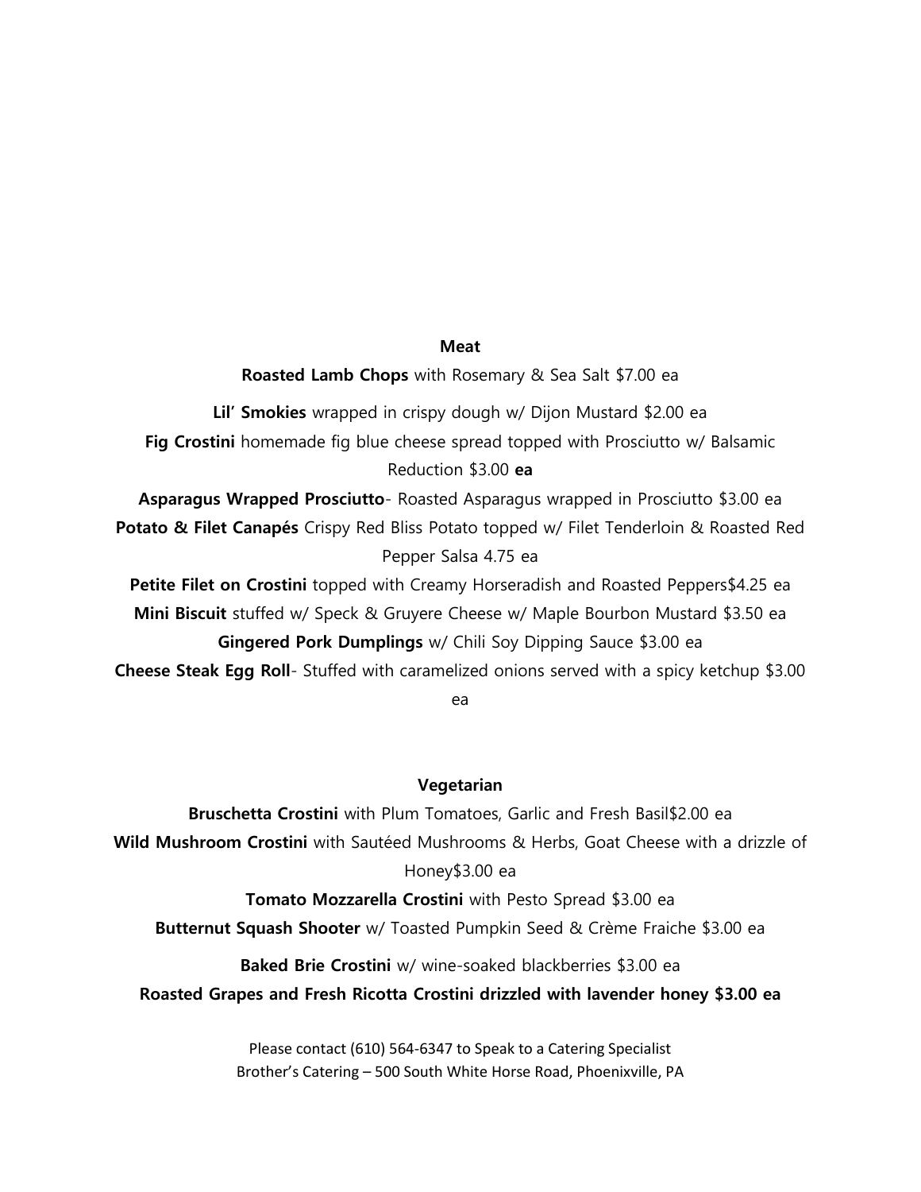## Meat

**Roasted Lamb Chops** with Rosemary & Sea Salt $7.00 ea

**Lil' Smokies** wrapped in crispy dough w/ Dijon Mustard $2.00 ea

**Fig Crostini** homemade fig blue cheese spread topped with Prosciutto w/ Balsamic Reduction $3.00 **ea**

**Asparagus Wrapped Prosciutto**- Roasted Asparagus wrapped in Prosciutto $3.00 ea

**Potato & Filet Canapés** Crispy Red Bliss Potato topped w/ Filet Tenderloin & Roasted Red Pepper Salsa 4.75 ea

**Petite Filet on Crostini** topped with Creamy Horseradish and Roasted Peppers$4.25 ea

**Mini Biscuit** stuffed w/ Speck & Gruyere Cheese w/ Maple Bourbon Mustard $3.50 ea

**Gingered Pork Dumplings** w/ Chili Soy Dipping Sauce $3.00 ea

**Cheese Steak Egg Roll**- Stuffed with caramelized onions served with a spicy ketchup $3.00 ea

## Vegetarian

**Bruschetta Crostini** with Plum Tomatoes, Garlic and Fresh Basil$2.00 ea

**Wild Mushroom Crostini** with Sautéed Mushrooms & Herbs, Goat Cheese with a drizzle of Honey$3.00 ea

**Tomato Mozzarella Crostini** with Pesto Spread $3.00 ea

**Butternut Squash Shooter** w/ Toasted Pumpkin Seed & Crème Fraiche $3.00 ea

**Baked Brie Crostini** w/ wine-soaked blackberries $3.00 ea

**Roasted Grapes and Fresh Ricotta Crostini drizzled with lavender honey $3.00 ea**

Please contact (610) 564-6347 to Speak to a Catering Specialist
Brother's Catering – 500 South White Horse Road, Phoenixville, PA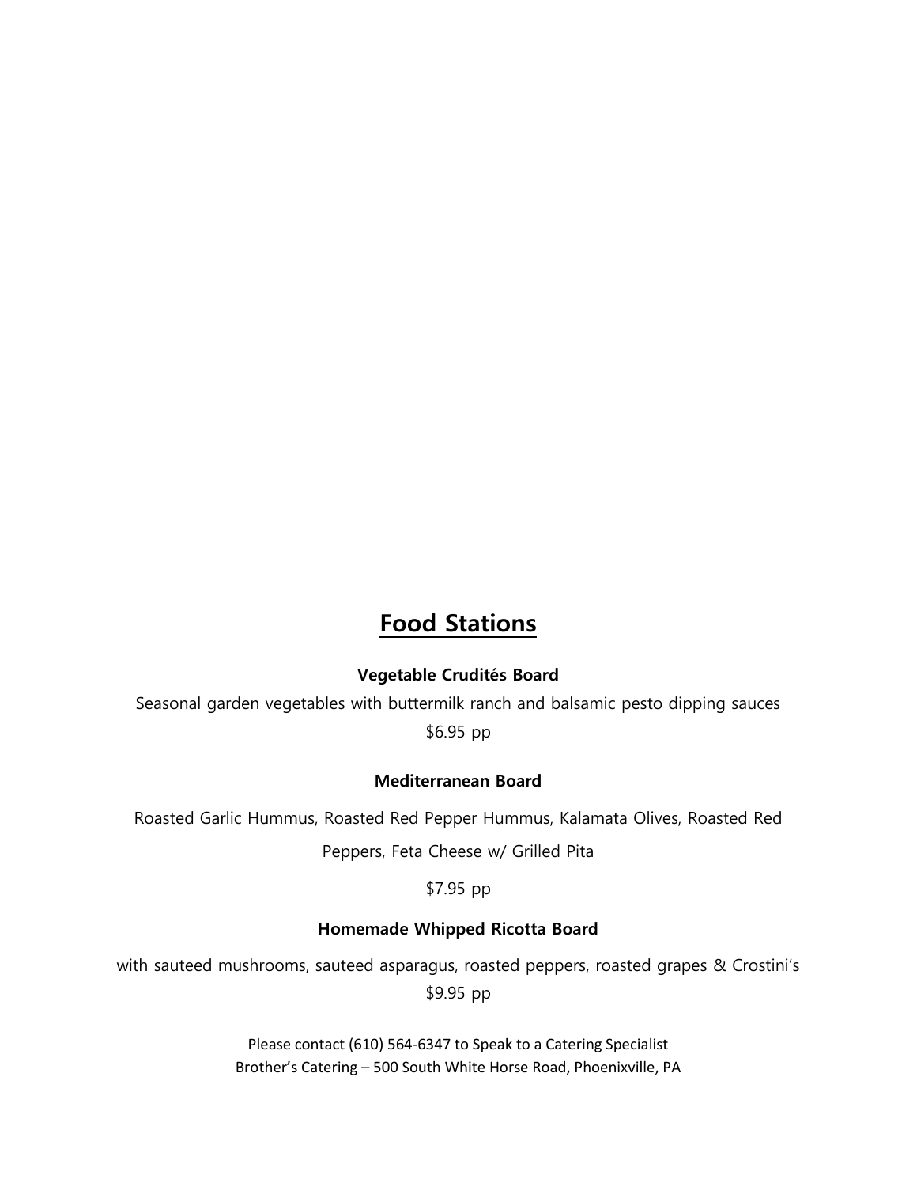# Food Stations

**Vegetable Crudités Board**

Seasonal garden vegetables with buttermilk ranch and balsamic pesto dipping sauces

$6.95 pp

**Mediterranean Board**

Roasted Garlic Hummus, Roasted Red Pepper Hummus, Kalamata Olives, Roasted Red Peppers, Feta Cheese w/ Grilled Pita

$7.95 pp

**Homemade Whipped Ricotta Board**

with sauteed mushrooms, sauteed asparagus, roasted peppers, roasted grapes & Crostini's

$9.95 pp

Please contact (610) 564-6347 to Speak to a Catering Specialist
Brother's Catering – 500 South White Horse Road, Phoenixville, PA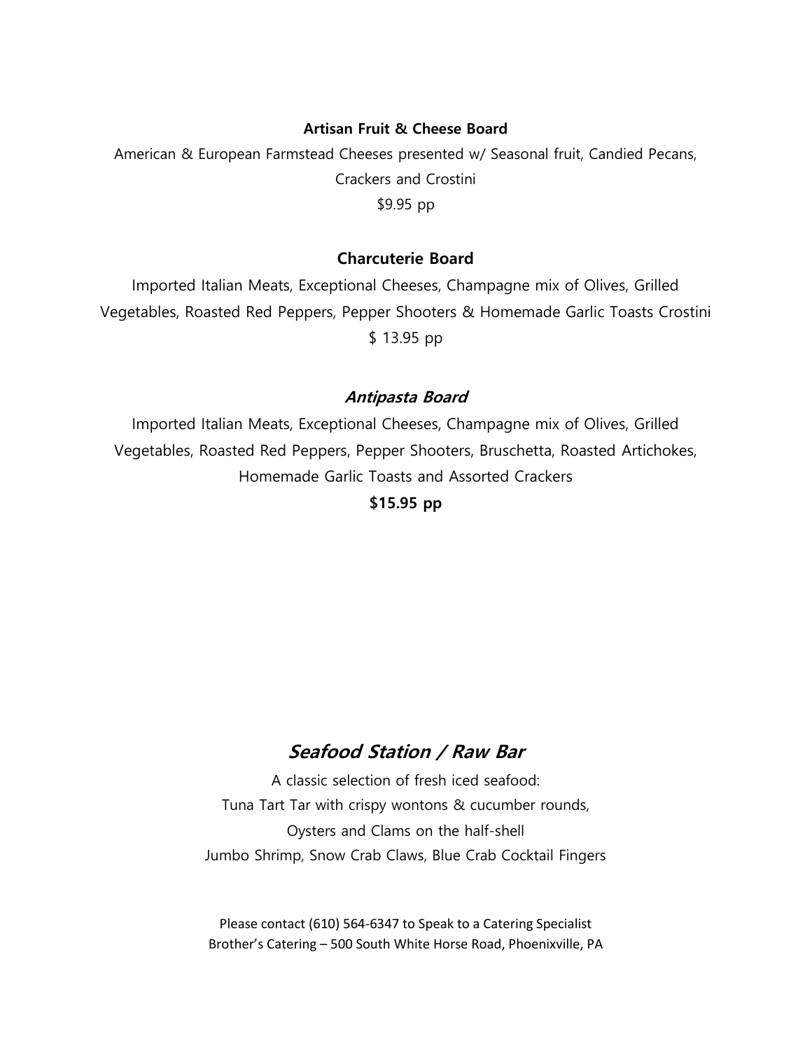**Artisan Fruit & Cheese Board**

American & European Farmstead Cheeses presented w/ Seasonal fruit, Candied Pecans, Crackers and Crostini

$9.95 pp

**Charcuterie Board**

Imported Italian Meats, Exceptional Cheeses, Champagne mix of Olives, Grilled Vegetables, Roasted Red Peppers, Pepper Shooters & Homemade Garlic Toasts Crostini

$ 13.95 pp

***Antipasta Board***

Imported Italian Meats, Exceptional Cheeses, Champagne mix of Olives, Grilled Vegetables, Roasted Red Peppers, Pepper Shooters, Bruschetta, Roasted Artichokes, Homemade Garlic Toasts and Assorted Crackers

**$15.95 pp**

## *Seafood Station / Raw Bar*

A classic selection of fresh iced seafood:

Tuna Tart Tar with crispy wontons & cucumber rounds,

Oysters and Clams on the half-shell

Jumbo Shrimp, Snow Crab Claws, Blue Crab Cocktail Fingers

Please contact (610) 564-6347 to Speak to a Catering Specialist

Brother's Catering – 500 South White Horse Road, Phoenixville, PA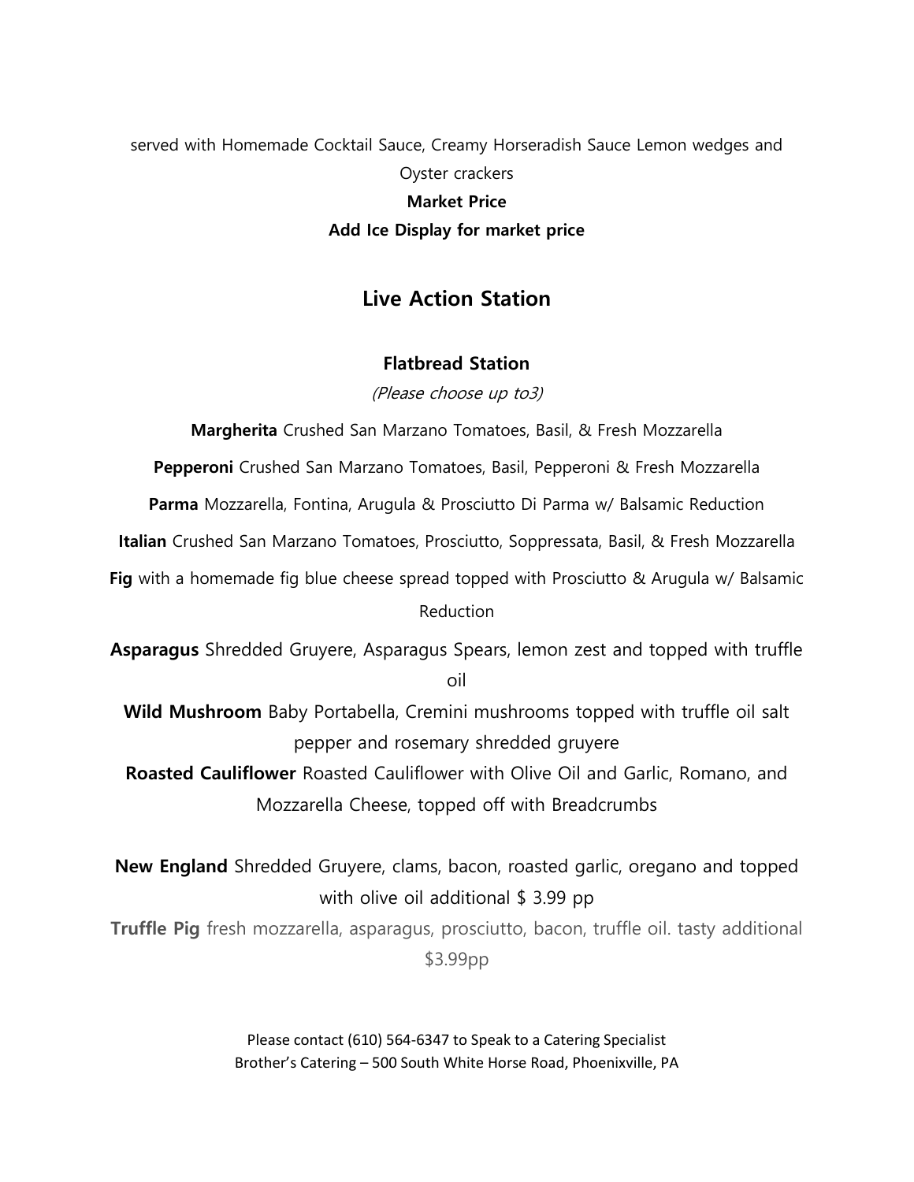served with Homemade Cocktail Sauce, Creamy Horseradish Sauce Lemon wedges and Oyster crackers

**Market Price**

**Add Ice Display for market price**

## Live Action Station

### Flatbread Station

*(Please choose up to3)*

**Margherita** Crushed San Marzano Tomatoes, Basil, & Fresh Mozzarella

**Pepperoni** Crushed San Marzano Tomatoes, Basil, Pepperoni & Fresh Mozzarella

**Parma** Mozzarella, Fontina, Arugula & Prosciutto Di Parma w/ Balsamic Reduction

**Italian** Crushed San Marzano Tomatoes, Prosciutto, Soppressata, Basil, & Fresh Mozzarella

**Fig** with a homemade fig blue cheese spread topped with Prosciutto & Arugula w/ Balsamic Reduction

**Asparagus** Shredded Gruyere, Asparagus Spears, lemon zest and topped with truffle oil

**Wild Mushroom** Baby Portabella, Cremini mushrooms topped with truffle oil salt pepper and rosemary shredded gruyere

**Roasted Cauliflower** Roasted Cauliflower with Olive Oil and Garlic, Romano, and Mozzarella Cheese, topped off with Breadcrumbs

**New England** Shredded Gruyere, clams, bacon, roasted garlic, oregano and topped with olive oil additional $ 3.99 pp

**Truffle Pig** fresh mozzarella, asparagus, prosciutto, bacon, truffle oil. tasty additional $3.99pp

Please contact (610) 564-6347 to Speak to a Catering Specialist
Brother's Catering – 500 South White Horse Road, Phoenixville, PA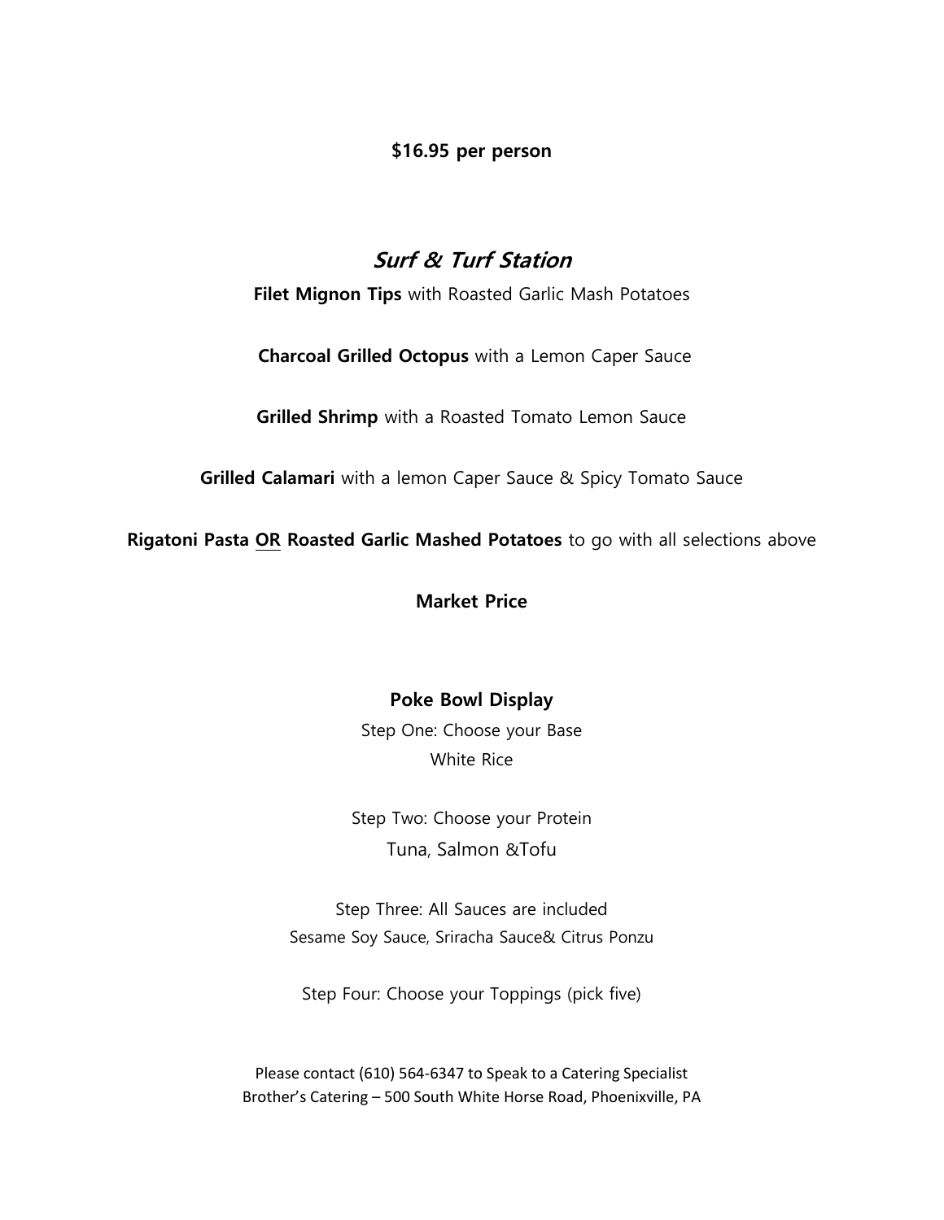**$16.95 per person**

## ***Surf & Turf Station***

**Filet Mignon Tips** with Roasted Garlic Mash Potatoes

**Charcoal Grilled Octopus** with a Lemon Caper Sauce

**Grilled Shrimp** with a Roasted Tomato Lemon Sauce

**Grilled Calamari** with a lemon Caper Sauce & Spicy Tomato Sauce

**Rigatoni Pasta** **<u>OR</u>** **Roasted Garlic Mashed Potatoes** to go with all selections above

**Market Price**

### Poke Bowl Display

Step One: Choose your Base
White Rice

Step Two: Choose your Protein
Tuna, Salmon &Tofu

Step Three: All Sauces are included
Sesame Soy Sauce, Sriracha Sauce& Citrus Ponzu

Step Four: Choose your Toppings (pick five)

Please contact (610) 564-6347 to Speak to a Catering Specialist
Brother's Catering – 500 South White Horse Road, Phoenixville, PA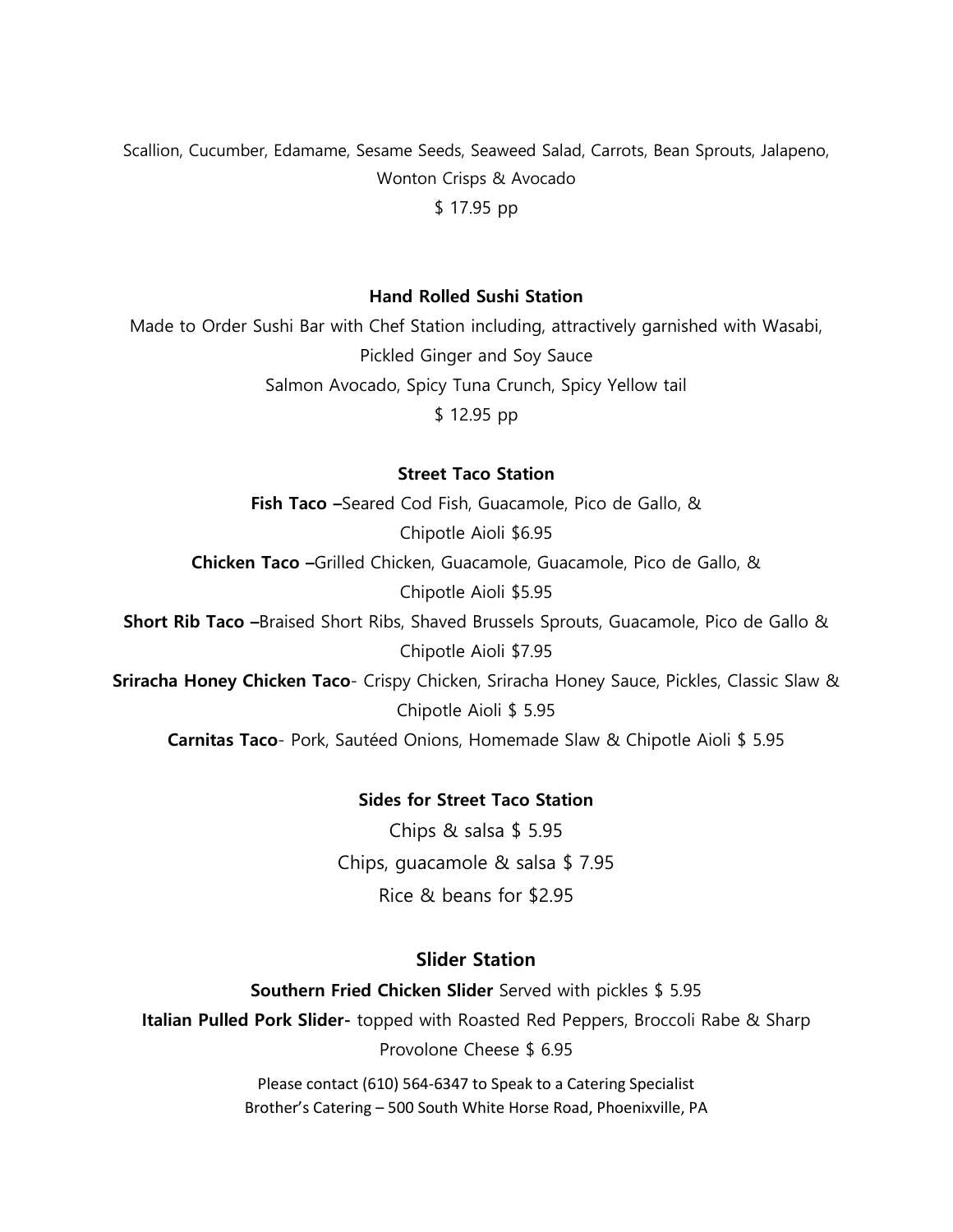Scallion, Cucumber, Edamame, Sesame Seeds, Seaweed Salad, Carrots, Bean Sprouts, Jalapeno, Wonton Crisps & Avocado

$ 17.95 pp

### Hand Rolled Sushi Station

Made to Order Sushi Bar with Chef Station including, attractively garnished with Wasabi, Pickled Ginger and Soy Sauce

Salmon Avocado, Spicy Tuna Crunch, Spicy Yellow tail

$ 12.95 pp

### Street Taco Station

**Fish Taco –**Seared Cod Fish, Guacamole, Pico de Gallo, & Chipotle Aioli $6.95

**Chicken Taco –**Grilled Chicken, Guacamole, Guacamole, Pico de Gallo, & Chipotle Aioli $5.95

**Short Rib Taco –**Braised Short Ribs, Shaved Brussels Sprouts, Guacamole, Pico de Gallo & Chipotle Aioli $7.95

**Sriracha Honey Chicken Taco**- Crispy Chicken, Sriracha Honey Sauce, Pickles, Classic Slaw & Chipotle Aioli $ 5.95

**Carnitas Taco**- Pork, Sautéed Onions, Homemade Slaw & Chipotle Aioli $ 5.95

### Sides for Street Taco Station

Chips & salsa $ 5.95

Chips, guacamole & salsa $ 7.95

Rice & beans for $2.95

### Slider Station

**Southern Fried Chicken Slider** Served with pickles $ 5.95

**Italian Pulled Pork Slider-** topped with Roasted Red Peppers, Broccoli Rabe & Sharp Provolone Cheese $ 6.95

Please contact (610) 564-6347 to Speak to a Catering Specialist

Brother's Catering – 500 South White Horse Road, Phoenixville, PA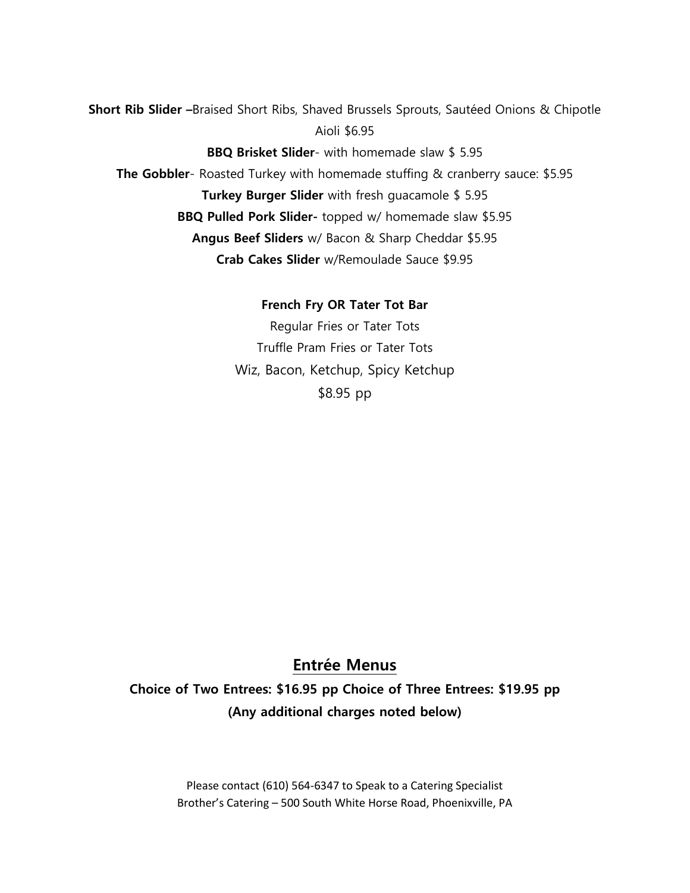**Short Rib Slider –**Braised Short Ribs, Shaved Brussels Sprouts, Sautéed Onions & Chipotle Aioli $6.95

**BBQ Brisket Slider**- with homemade slaw $ 5.95

**The Gobbler**- Roasted Turkey with homemade stuffing & cranberry sauce: $5.95

**Turkey Burger Slider** with fresh guacamole $ 5.95

**BBQ Pulled Pork Slider-** topped w/ homemade slaw $5.95

**Angus Beef Sliders** w/ Bacon & Sharp Cheddar $5.95

**Crab Cakes Slider** w/Remoulade Sauce $9.95

**French Fry OR Tater Tot Bar**

Regular Fries or Tater Tots

Truffle Pram Fries or Tater Tots

Wiz, Bacon, Ketchup, Spicy Ketchup

$8.95 pp

## Entrée Menus

**Choice of Two Entrees: $16.95 pp Choice of Three Entrees: $19.95 pp**

**(Any additional charges noted below)**

Please contact (610) 564-6347 to Speak to a Catering Specialist

Brother's Catering – 500 South White Horse Road, Phoenixville, PA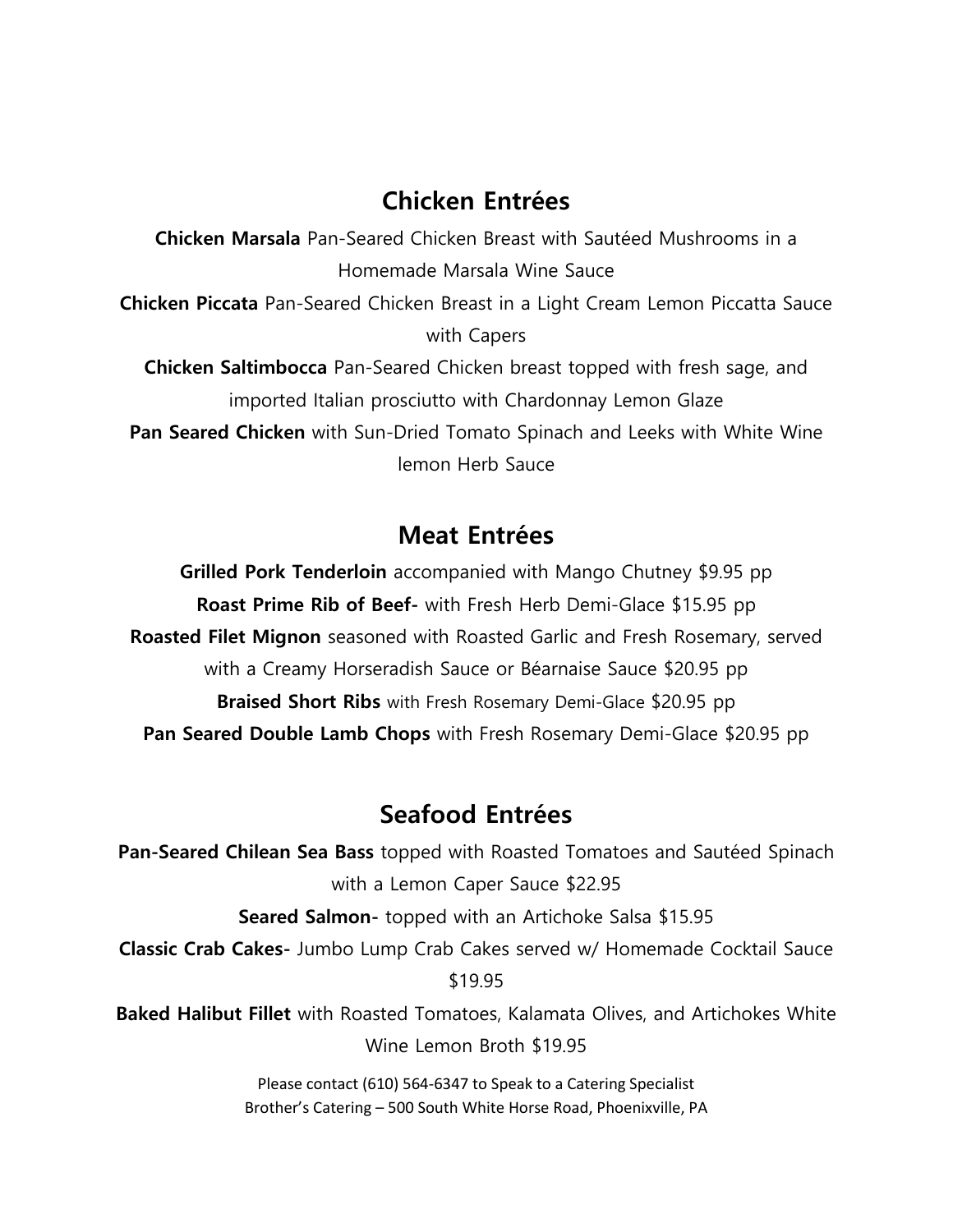## Chicken Entrées

**Chicken Marsala** Pan-Seared Chicken Breast with Sautéed Mushrooms in a Homemade Marsala Wine Sauce

**Chicken Piccata** Pan-Seared Chicken Breast in a Light Cream Lemon Piccatta Sauce with Capers

**Chicken Saltimbocca** Pan-Seared Chicken breast topped with fresh sage, and imported Italian prosciutto with Chardonnay Lemon Glaze

**Pan Seared Chicken** with Sun-Dried Tomato Spinach and Leeks with White Wine lemon Herb Sauce

## Meat Entrées

**Grilled Pork Tenderloin** accompanied with Mango Chutney $9.95 pp

**Roast Prime Rib of Beef-** with Fresh Herb Demi-Glace $15.95 pp

**Roasted Filet Mignon** seasoned with Roasted Garlic and Fresh Rosemary, served with a Creamy Horseradish Sauce or Béarnaise Sauce $20.95 pp

**Braised Short Ribs** with Fresh Rosemary Demi-Glace $20.95 pp

**Pan Seared Double Lamb Chops** with Fresh Rosemary Demi-Glace $20.95 pp

## Seafood Entrées

**Pan-Seared Chilean Sea Bass** topped with Roasted Tomatoes and Sautéed Spinach with a Lemon Caper Sauce $22.95

**Seared Salmon-** topped with an Artichoke Salsa $15.95

**Classic Crab Cakes-** Jumbo Lump Crab Cakes served w/ Homemade Cocktail Sauce $19.95

**Baked Halibut Fillet** with Roasted Tomatoes, Kalamata Olives, and Artichokes White Wine Lemon Broth $19.95

Please contact (610) 564-6347 to Speak to a Catering Specialist
Brother's Catering – 500 South White Horse Road, Phoenixville, PA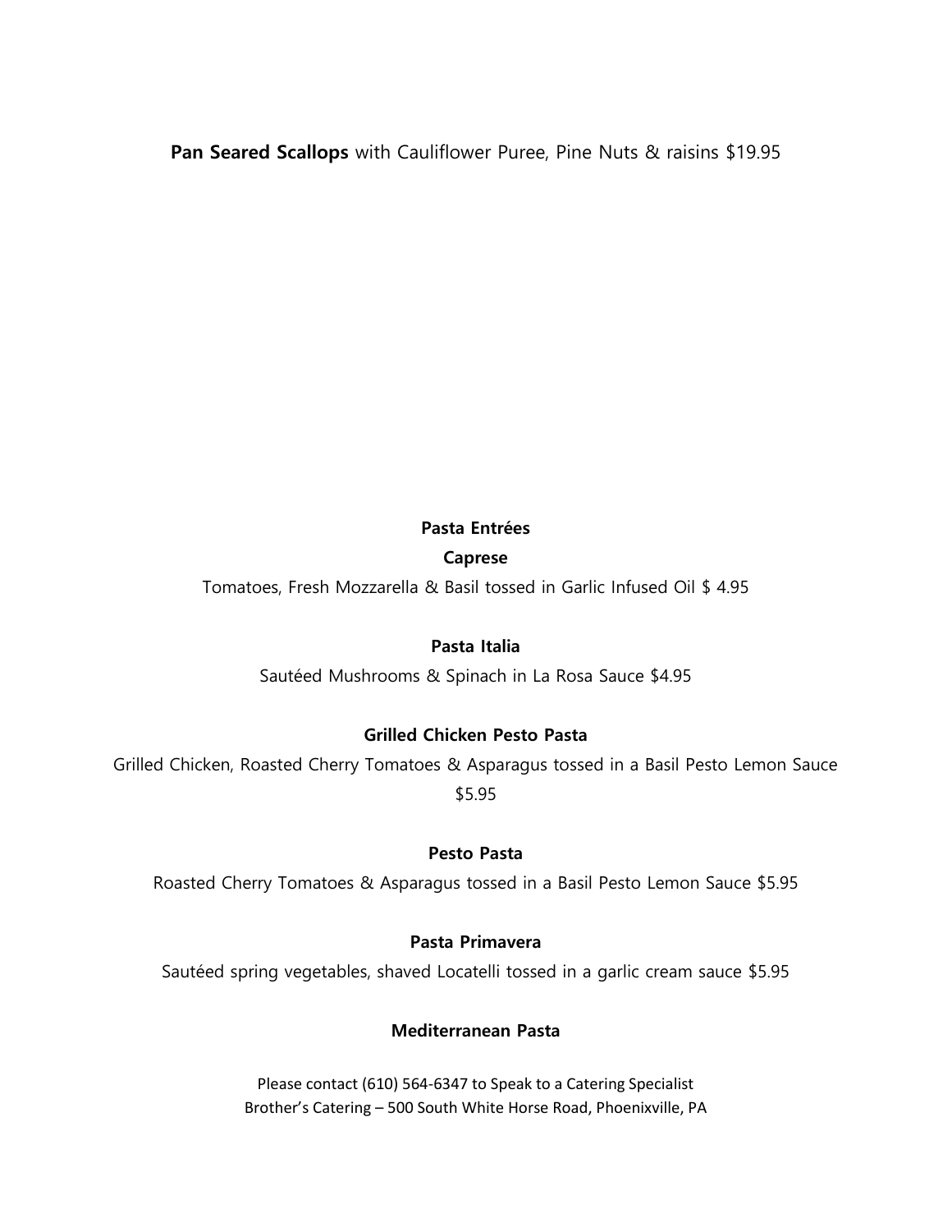**Pan Seared Scallops** with Cauliflower Puree, Pine Nuts & raisins $19.95

## Pasta Entrées

**Caprese**

Tomatoes, Fresh Mozzarella & Basil tossed in Garlic Infused Oil $ 4.95

**Pasta Italia**

Sautéed Mushrooms & Spinach in La Rosa Sauce $4.95

**Grilled Chicken Pesto Pasta**

Grilled Chicken, Roasted Cherry Tomatoes & Asparagus tossed in a Basil Pesto Lemon Sauce $5.95

**Pesto Pasta**

Roasted Cherry Tomatoes & Asparagus tossed in a Basil Pesto Lemon Sauce $5.95

**Pasta Primavera**

Sautéed spring vegetables, shaved Locatelli tossed in a garlic cream sauce $5.95

**Mediterranean Pasta**

Please contact (610) 564-6347 to Speak to a Catering Specialist
Brother's Catering – 500 South White Horse Road, Phoenixville, PA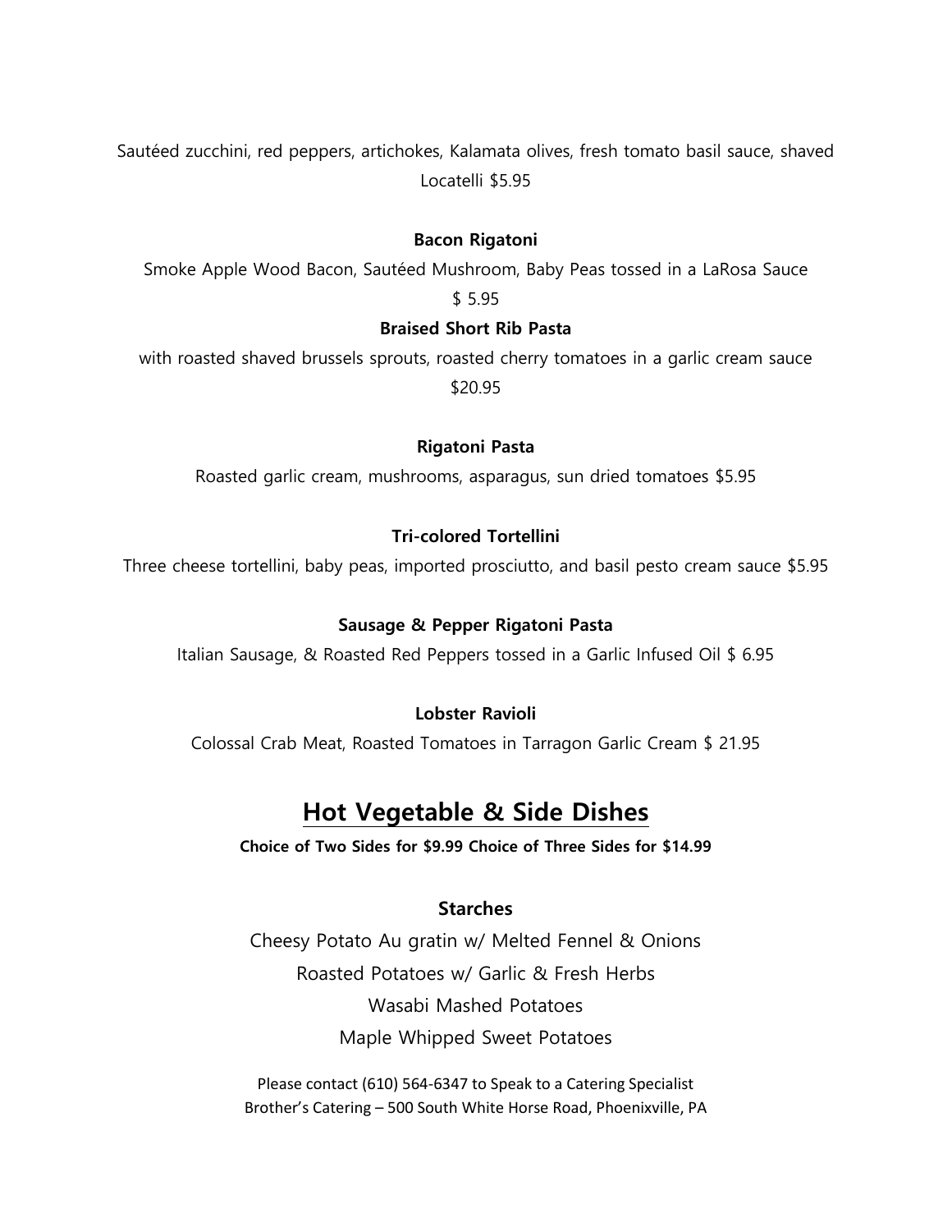Sautéed zucchini, red peppers, artichokes, Kalamata olives, fresh tomato basil sauce, shaved Locatelli $5.95

**Bacon Rigatoni**

Smoke Apple Wood Bacon, Sautéed Mushroom, Baby Peas tossed in a LaRosa Sauce $ 5.95

**Braised Short Rib Pasta**

with roasted shaved brussels sprouts, roasted cherry tomatoes in a garlic cream sauce $20.95

**Rigatoni Pasta**

Roasted garlic cream, mushrooms, asparagus, sun dried tomatoes $5.95

**Tri-colored Tortellini**

Three cheese tortellini, baby peas, imported prosciutto, and basil pesto cream sauce $5.95

**Sausage & Pepper Rigatoni Pasta**

Italian Sausage, & Roasted Red Peppers tossed in a Garlic Infused Oil $ 6.95

**Lobster Ravioli**

Colossal Crab Meat, Roasted Tomatoes in Tarragon Garlic Cream $ 21.95

## Hot Vegetable & Side Dishes

**Choice of Two Sides for $9.99 Choice of Three Sides for $14.99**

### Starches

Cheesy Potato Au gratin w/ Melted Fennel & Onions

Roasted Potatoes w/ Garlic & Fresh Herbs

Wasabi Mashed Potatoes

Maple Whipped Sweet Potatoes

Please contact (610) 564-6347 to Speak to a Catering Specialist
Brother's Catering – 500 South White Horse Road, Phoenixville, PA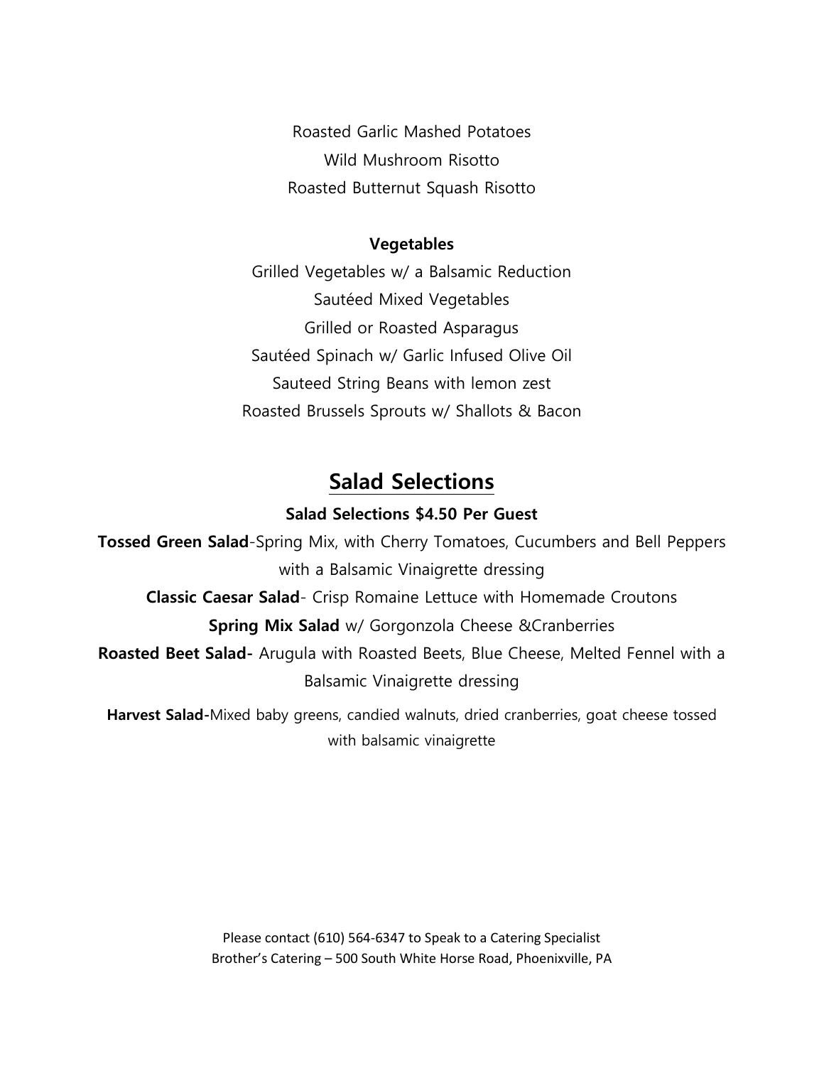Roasted Garlic Mashed Potatoes

Wild Mushroom Risotto

Roasted Butternut Squash Risotto

### Vegetables

Grilled Vegetables w/ a Balsamic Reduction

Sautéed Mixed Vegetables

Grilled or Roasted Asparagus

Sautéed Spinach w/ Garlic Infused Olive Oil

Sauteed String Beans with lemon zest

Roasted Brussels Sprouts w/ Shallots & Bacon

## Salad Selections

**Salad Selections $4.50 Per Guest**

**Tossed Green Salad**-Spring Mix, with Cherry Tomatoes, Cucumbers and Bell Peppers with a Balsamic Vinaigrette dressing

**Classic Caesar Salad**- Crisp Romaine Lettuce with Homemade Croutons

**Spring Mix Salad** w/ Gorgonzola Cheese &Cranberries

**Roasted Beet Salad-** Arugula with Roasted Beets, Blue Cheese, Melted Fennel with a Balsamic Vinaigrette dressing

**Harvest Salad-**Mixed baby greens, candied walnuts, dried cranberries, goat cheese tossed with balsamic vinaigrette

Please contact (610) 564-6347 to Speak to a Catering Specialist

Brother's Catering – 500 South White Horse Road, Phoenixville, PA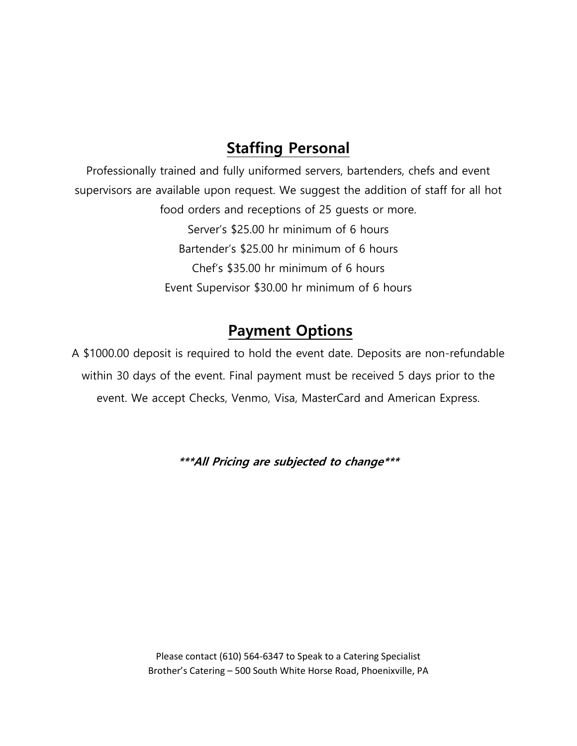## Staffing Personal

Professionally trained and fully uniformed servers, bartenders, chefs and event supervisors are available upon request. We suggest the addition of staff for all hot food orders and receptions of 25 guests or more.

Server's $25.00 hr minimum of 6 hours

Bartender's $25.00 hr minimum of 6 hours

Chef's $35.00 hr minimum of 6 hours

Event Supervisor $30.00 hr minimum of 6 hours

## Payment Options

A $1000.00 deposit is required to hold the event date. Deposits are non-refundable within 30 days of the event. Final payment must be received 5 days prior to the event. We accept Checks, Venmo, Visa, MasterCard and American Express.

***\*\*\*All Pricing are subjected to change\*\*\****

Please contact (610) 564-6347 to Speak to a Catering Specialist
Brother's Catering – 500 South White Horse Road, Phoenixville, PA